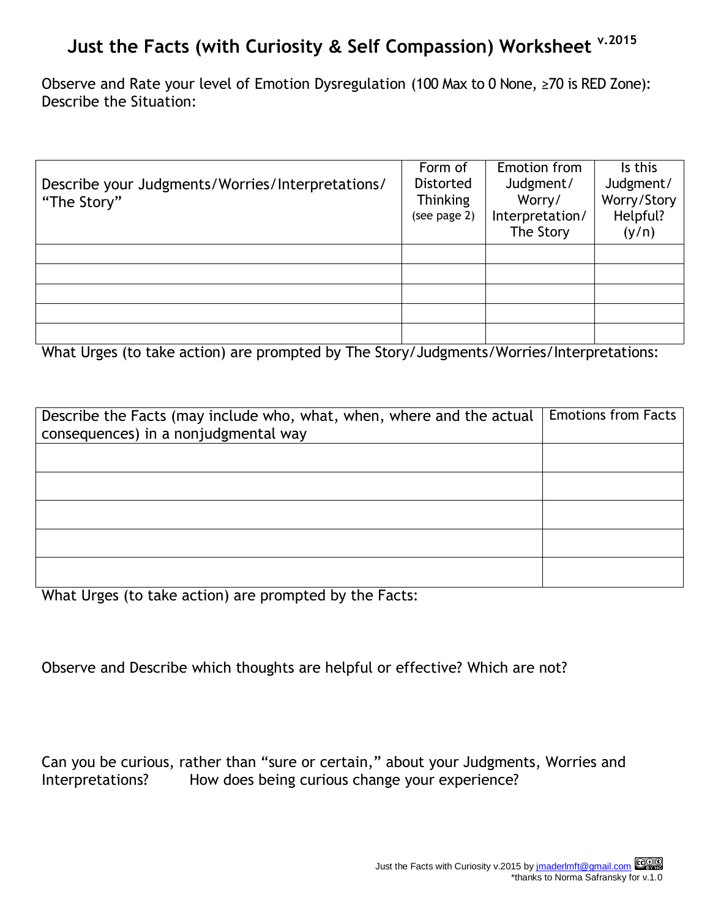# Just the Facts (with Curiosity & Self Compassion) Worksheet v.2015

Observe and Rate your level of Emotion Dysregulation (100 Max to 0 None, ≥70 is RED Zone):
Describe the Situation:

| Describe your Judgments/Worries/Interpretations/ "The Story" | Form of Distorted Thinking (see page 2) | Emotion from Judgment/ Worry/ Interpretation/ The Story | Is this Judgment/ Worry/Story Helpful? (y/n) |
|---|---|---|---|
| | | | |
| | | | |
| | | | |
| | | | |
| | | | |

What Urges (to take action) are prompted by The Story/Judgments/Worries/Interpretations:

| Describe the Facts (may include who, what, when, where and the actual consequences) in a nonjudgmental way | Emotions from Facts |
|---|---|
| | |
| | |
| | |
| | |
| | |

What Urges (to take action) are prompted by the Facts:

Observe and Describe which thoughts are helpful or effective? Which are not?

Can you be curious, rather than "sure or certain," about your Judgments, Worries and Interpretations? How does being curious change your experience?

Just the Facts with Curiosity v.2015 by jmaderlmft@gmail.com
*thanks to Norma Safransky for v.1.0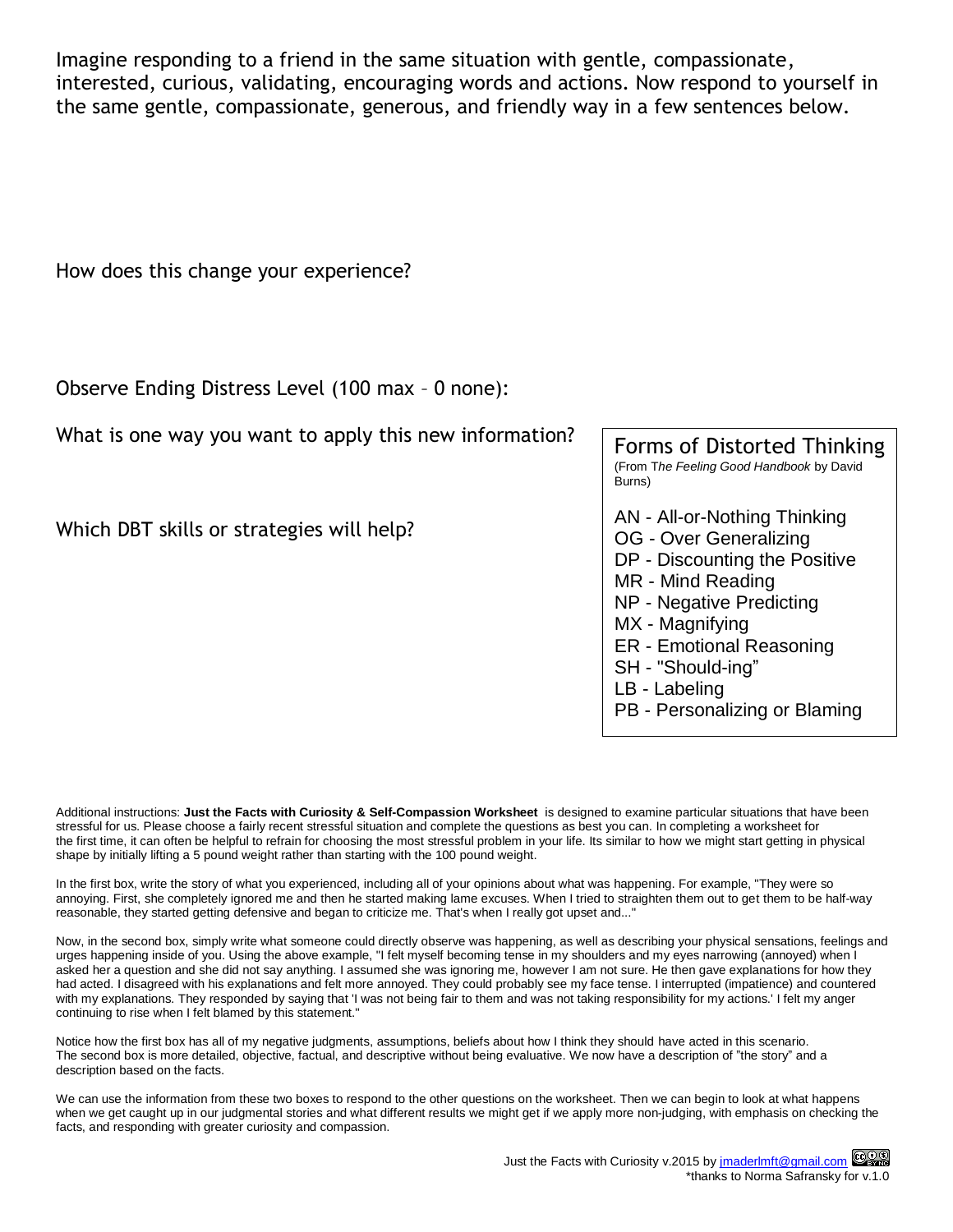Imagine responding to a friend in the same situation with gentle, compassionate, interested, curious, validating, encouraging words and actions. Now respond to yourself in the same gentle, compassionate, generous, and friendly way in a few sentences below.

How does this change your experience?

Observe Ending Distress Level (100 max – 0 none):

What is one way you want to apply this new information?

Which DBT skills or strategies will help?

## Forms of Distorted Thinking

(From *The Feeling Good Handbook* by David Burns)

- AN - All-or-Nothing Thinking
- OG - Over Generalizing
- DP - Discounting the Positive
- MR - Mind Reading
- NP - Negative Predicting
- MX - Magnifying
- ER - Emotional Reasoning
- SH - "Should-ing"
- LB - Labeling
- PB - Personalizing or Blaming

Additional instructions: **Just the Facts with Curiosity & Self-Compassion Worksheet** is designed to examine particular situations that have been stressful for us. Please choose a fairly recent stressful situation and complete the questions as best you can. In completing a worksheet for the first time, it can often be helpful to refrain for choosing the most stressful problem in your life. Its similar to how we might start getting in physical shape by initially lifting a 5 pound weight rather than starting with the 100 pound weight.

In the first box, write the story of what you experienced, including all of your opinions about what was happening. For example, "They were so annoying. First, she completely ignored me and then he started making lame excuses. When I tried to straighten them out to get them to be half-way reasonable, they started getting defensive and began to criticize me. That's when I really got upset and..."

Now, in the second box, simply write what someone could directly observe was happening, as well as describing your physical sensations, feelings and urges happening inside of you. Using the above example, "I felt myself becoming tense in my shoulders and my eyes narrowing (annoyed) when I asked her a question and she did not say anything. I assumed she was ignoring me, however I am not sure. He then gave explanations for how they had acted. I disagreed with his explanations and felt more annoyed. They could probably see my face tense. I interrupted (impatience) and countered with my explanations. They responded by saying that 'I was not being fair to them and was not taking responsibility for my actions.' I felt my anger continuing to rise when I felt blamed by this statement."

Notice how the first box has all of my negative judgments, assumptions, beliefs about how I think they should have acted in this scenario. The second box is more detailed, objective, factual, and descriptive without being evaluative. We now have a description of "the story" and a description based on the facts.

We can use the information from these two boxes to respond to the other questions on the worksheet. Then we can begin to look at what happens when we get caught up in our judgmental stories and what different results we might get if we apply more non-judging, with emphasis on checking the facts, and responding with greater curiosity and compassion.

Just the Facts with Curiosity v.2015 by jmaderlmft@gmail.com
*thanks to Norma Safransky for v.1.0